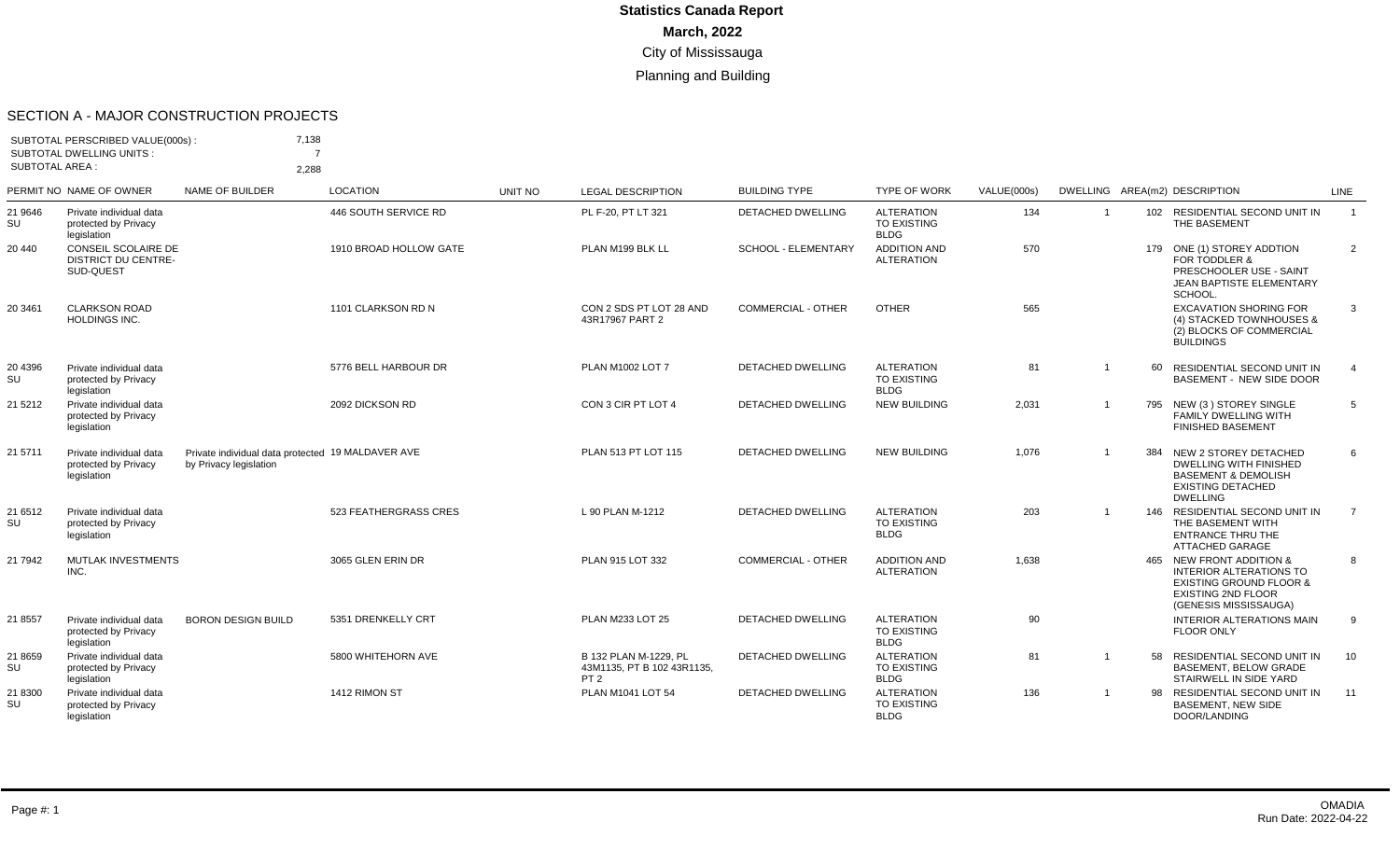# Statistics Canada Report

**March, 2022**

City of Mississauga

Planning and Building

## SECTION A - MAJOR CONSTRUCTION PROJECTS

SUBTOTAL PERSCRIBED VALUE(000s) : 7,138
SUBTOTAL DWELLING UNITS : 7
SUBTOTAL AREA : 2,288

| PERMIT NO | NAME OF OWNER | NAME OF BUILDER | LOCATION | UNIT NO | LEGAL DESCRIPTION | BUILDING TYPE | TYPE OF WORK | VALUE(000s) | DWELLING | AREA(m2) | DESCRIPTION | LINE |
|---|---|---|---|---|---|---|---|---|---|---|---|---|
| 21 9646 SU | Private individual data protected by Privacy legislation | | 446 SOUTH SERVICE RD | | PL F-20, PT LT 321 | DETACHED DWELLING | ALTERATION TO EXISTING BLDG | 134 | 1 | 102 | RESIDENTIAL SECOND UNIT IN THE BASEMENT | 1 |
| 20 440 | CONSEIL SCOLAIRE DE DISTRICT DU CENTRE-SUD-QUEST | | 1910 BROAD HOLLOW GATE | | PLAN M199 BLK LL | SCHOOL - ELEMENTARY | ADDITION AND ALTERATION | 570 | | 179 | ONE (1) STOREY ADDTION FOR TODDLER & PRESCHOOLER USE - SAINT JEAN BAPTISTE ELEMENTARY SCHOOL. | 2 |
| 20 3461 | CLARKSON ROAD HOLDINGS INC. | | 1101 CLARKSON RD N | | CON 2 SDS PT LOT 28 AND 43R17967 PART 2 | COMMERCIAL - OTHER | OTHER | 565 | | | EXCAVATION SHORING FOR (4) STACKED TOWNHOUSES & (2) BLOCKS OF COMMERCIAL BUILDINGS | 3 |
| 20 4396 SU | Private individual data protected by Privacy legislation | | 5776 BELL HARBOUR DR | | PLAN M1002 LOT 7 | DETACHED DWELLING | ALTERATION TO EXISTING BLDG | 81 | 1 | 60 | RESIDENTIAL SECOND UNIT IN BASEMENT - NEW SIDE DOOR | 4 |
| 21 5212 | Private individual data protected by Privacy legislation | | 2092 DICKSON RD | | CON 3 CIR PT LOT 4 | DETACHED DWELLING | NEW BUILDING | 2,031 | 1 | 795 | NEW (3 ) STOREY SINGLE FAMILY DWELLING WITH FINISHED BASEMENT | 5 |
| 21 5711 | Private individual data protected by Privacy legislation | Private individual data protected by Privacy legislation | 19 MALDAVER AVE | | PLAN 513 PT LOT 115 | DETACHED DWELLING | NEW BUILDING | 1,076 | 1 | 384 | NEW 2 STOREY DETACHED DWELLING WITH FINISHED BASEMENT & DEMOLISH EXISTING DETACHED DWELLING | 6 |
| 21 6512 SU | Private individual data protected by Privacy legislation | | 523 FEATHERGRASS CRES | | L 90 PLAN M-1212 | DETACHED DWELLING | ALTERATION TO EXISTING BLDG | 203 | 1 | 146 | RESIDENTIAL SECOND UNIT IN THE BASEMENT WITH ENTRANCE THRU THE ATTACHED GARAGE | 7 |
| 21 7942 | MUTLAK INVESTMENTS INC. | | 3065 GLEN ERIN DR | | PLAN 915 LOT 332 | COMMERCIAL - OTHER | ADDITION AND ALTERATION | 1,638 | | 465 | NEW FRONT ADDITION & INTERIOR ALTERATIONS TO EXISTING GROUND FLOOR & EXISTING 2ND FLOOR (GENESIS MISSISSAUGA) | 8 |
| 21 8557 | Private individual data protected by Privacy legislation | BORON DESIGN BUILD | 5351 DRENKELLY CRT | | PLAN M233 LOT 25 | DETACHED DWELLING | ALTERATION TO EXISTING BLDG | 90 | | | INTERIOR ALTERATIONS MAIN FLOOR ONLY | 9 |
| 21 8659 SU | Private individual data protected by Privacy legislation | | 5800 WHITEHORN AVE | | B 132 PLAN M-1229, PL 43M1135, PT B 102 43R1135, PT 2 | DETACHED DWELLING | ALTERATION TO EXISTING BLDG | 81 | 1 | 58 | RESIDENTIAL SECOND UNIT IN BASEMENT, BELOW GRADE STAIRWELL IN SIDE YARD | 10 |
| 21 8300 SU | Private individual data protected by Privacy legislation | | 1412 RIMON ST | | PLAN M1041 LOT 54 | DETACHED DWELLING | ALTERATION TO EXISTING BLDG | 136 | 1 | 98 | RESIDENTIAL SECOND UNIT IN BASEMENT, NEW SIDE DOOR/LANDING | 11 |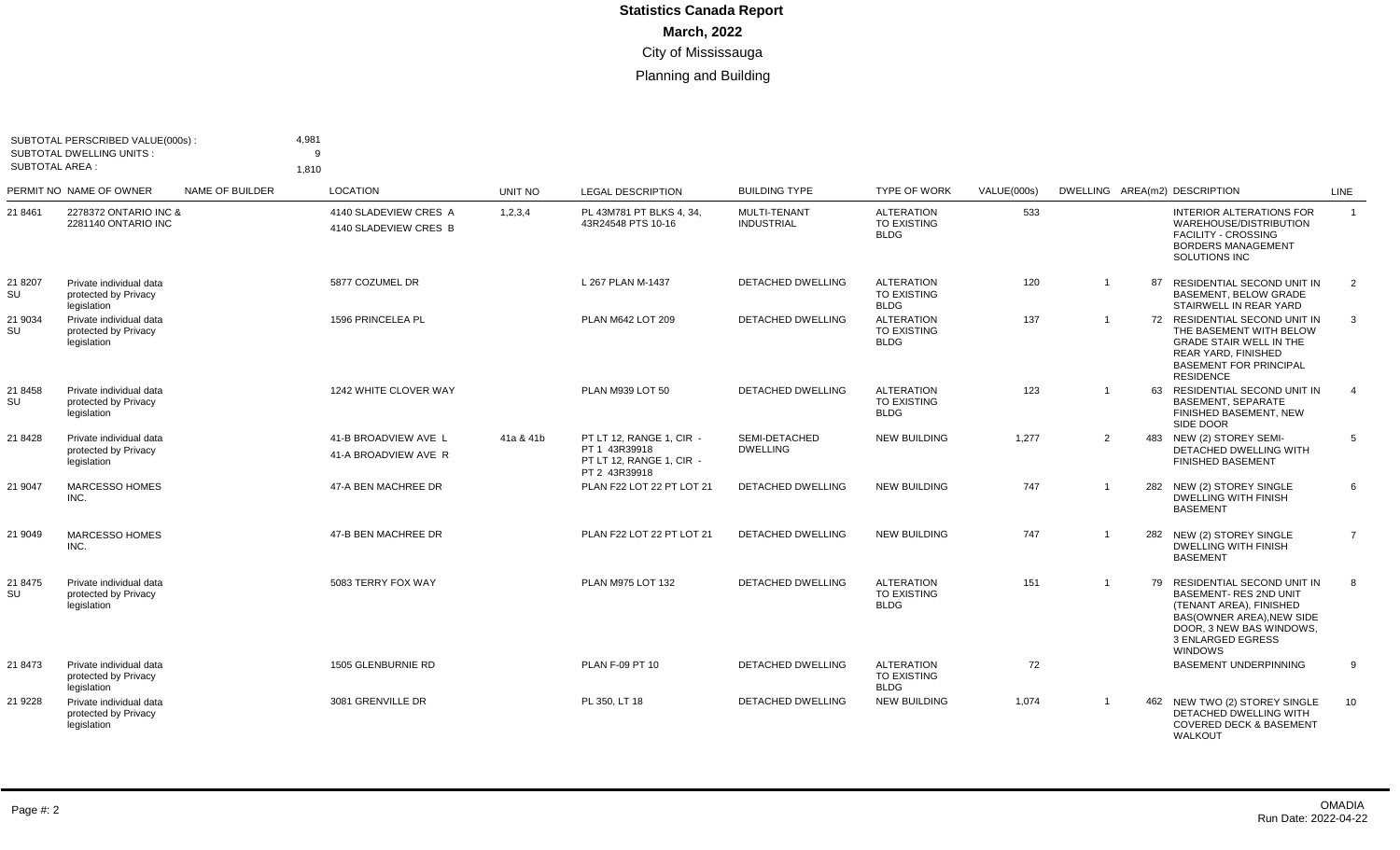# Statistics Canada Report

**March, 2022**

City of Mississauga

Planning and Building

SUBTOTAL PERSCRIBED VALUE(000s) : 4,981
SUBTOTAL DWELLING UNITS : 9
SUBTOTAL AREA : 1,810

| PERMIT NO | NAME OF OWNER | NAME OF BUILDER | LOCATION | UNIT NO | LEGAL DESCRIPTION | BUILDING TYPE | TYPE OF WORK | VALUE(000s) | DWELLING | AREA(m2) | DESCRIPTION | LINE |
|---|---|---|---|---|---|---|---|---|---|---|---|---|
| 21 8461 | 2278372 ONTARIO INC & 2281140 ONTARIO INC | | 4140 SLADEVIEW CRES A 4140 SLADEVIEW CRES B | 1,2,3,4 | PL 43M781 PT BLKS 4, 34, 43R24548 PTS 10-16 | MULTI-TENANT INDUSTRIAL | ALTERATION TO EXISTING BLDG | 533 | | | INTERIOR ALTERATIONS FOR WAREHOUSE/DISTRIBUTION FACILITY - CROSSING BORDERS MANAGEMENT SOLUTIONS INC | 1 |
| 21 8207 SU | Private individual data protected by Privacy legislation | | 5877 COZUMEL DR | | L 267 PLAN M-1437 | DETACHED DWELLING | ALTERATION TO EXISTING BLDG | 120 | 1 | 87 | RESIDENTIAL SECOND UNIT IN BASEMENT, BELOW GRADE STAIRWELL IN REAR YARD | 2 |
| 21 9034 SU | Private individual data protected by Privacy legislation | | 1596 PRINCELEA PL | | PLAN M642 LOT 209 | DETACHED DWELLING | ALTERATION TO EXISTING BLDG | 137 | 1 | 72 | RESIDENTIAL SECOND UNIT IN THE BASEMENT WITH BELOW GRADE STAIR WELL IN THE REAR YARD, FINISHED BASEMENT FOR PRINCIPAL RESIDENCE | 3 |
| 21 8458 SU | Private individual data protected by Privacy legislation | | 1242 WHITE CLOVER WAY | | PLAN M939 LOT 50 | DETACHED DWELLING | ALTERATION TO EXISTING BLDG | 123 | 1 | 63 | RESIDENTIAL SECOND UNIT IN BASEMENT, SEPARATE FINISHED BASEMENT, NEW SIDE DOOR | 4 |
| 21 8428 | Private individual data protected by Privacy legislation | | 41-B BROADVIEW AVE L 41-A BROADVIEW AVE R | 41a & 41b | PT LT 12, RANGE 1, CIR - PT 1 43R39918 PT LT 12, RANGE 1, CIR - PT 2 43R39918 | SEMI-DETACHED DWELLING | NEW BUILDING | 1,277 | 2 | 483 | NEW (2) STOREY SEMI-DETACHED DWELLING WITH FINISHED BASEMENT | 5 |
| 21 9047 | MARCESSO HOMES INC. | | 47-A BEN MACHREE DR | | PLAN F22 LOT 22 PT LOT 21 | DETACHED DWELLING | NEW BUILDING | 747 | 1 | 282 | NEW (2) STOREY SINGLE DWELLING WITH FINISH BASEMENT | 6 |
| 21 9049 | MARCESSO HOMES INC. | | 47-B BEN MACHREE DR | | PLAN F22 LOT 22 PT LOT 21 | DETACHED DWELLING | NEW BUILDING | 747 | 1 | 282 | NEW (2) STOREY SINGLE DWELLING WITH FINISH BASEMENT | 7 |
| 21 8475 SU | Private individual data protected by Privacy legislation | | 5083 TERRY FOX WAY | | PLAN M975 LOT 132 | DETACHED DWELLING | ALTERATION TO EXISTING BLDG | 151 | 1 | 79 | RESIDENTIAL SECOND UNIT IN BASEMENT- RES 2ND UNIT (TENANT AREA), FINISHED BAS(OWNER AREA),NEW SIDE DOOR, 3 NEW BAS WINDOWS, 3 ENLARGED EGRESS WINDOWS | 8 |
| 21 8473 | Private individual data protected by Privacy legislation | | 1505 GLENBURNIE RD | | PLAN F-09 PT 10 | DETACHED DWELLING | ALTERATION TO EXISTING BLDG | 72 | | | BASEMENT UNDERPINNING | 9 |
| 21 9228 | Private individual data protected by Privacy legislation | | 3081 GRENVILLE DR | | PL 350, LT 18 | DETACHED DWELLING | NEW BUILDING | 1,074 | 1 | 462 | NEW TWO (2) STOREY SINGLE DETACHED DWELLING WITH COVERED DECK & BASEMENT WALKOUT | 10 |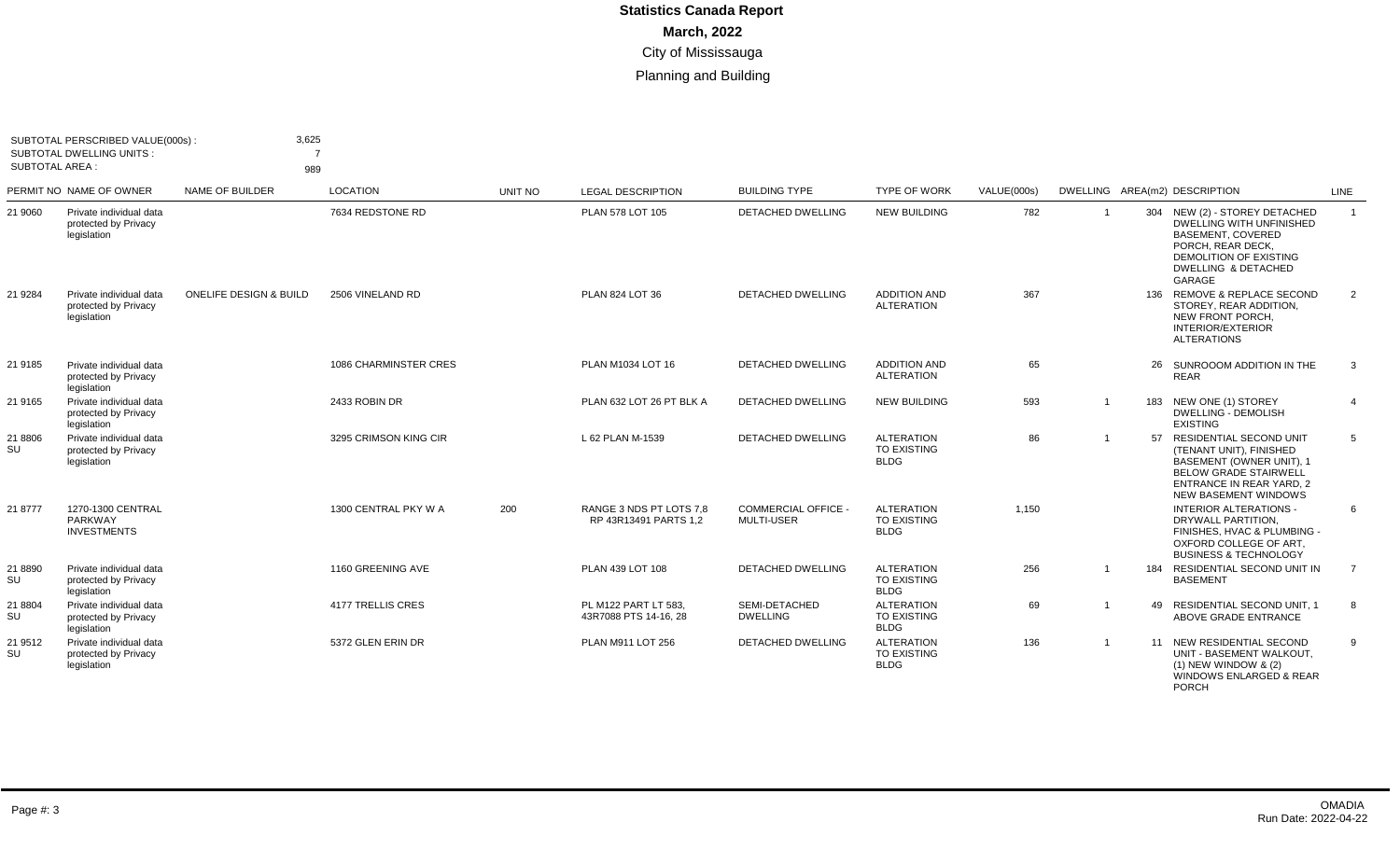# Statistics Canada Report

**March, 2022**

City of Mississauga

Planning and Building

SUBTOTAL PERSCRIBED VALUE(000s) : 3,625
SUBTOTAL DWELLING UNITS : 7
SUBTOTAL AREA : 989

| PERMIT NO | NAME OF OWNER | NAME OF BUILDER | LOCATION | UNIT NO | LEGAL DESCRIPTION | BUILDING TYPE | TYPE OF WORK | VALUE(000s) | DWELLING | AREA(m2) | DESCRIPTION | LINE |
|---|---|---|---|---|---|---|---|---|---|---|---|---|
| 21 9060 | Private individual data protected by Privacy legislation | | 7634 REDSTONE RD | | PLAN 578 LOT 105 | DETACHED DWELLING | NEW BUILDING | 782 | 1 | 304 | NEW (2) - STOREY DETACHED DWELLING WITH UNFINISHED BASEMENT, COVERED PORCH, REAR DECK, DEMOLITION OF EXISTING DWELLING & DETACHED GARAGE | 1 |
| 21 9284 | Private individual data protected by Privacy legislation | ONELIFE DESIGN & BUILD | 2506 VINELAND RD | | PLAN 824 LOT 36 | DETACHED DWELLING | ADDITION AND ALTERATION | 367 | | 136 | REMOVE & REPLACE SECOND STOREY, REAR ADDITION, NEW FRONT PORCH, INTERIOR/EXTERIOR ALTERATIONS | 2 |
| 21 9185 | Private individual data protected by Privacy legislation | | 1086 CHARMINSTER CRES | | PLAN M1034 LOT 16 | DETACHED DWELLING | ADDITION AND ALTERATION | 65 | | 26 | SUNROOOM ADDITION IN THE REAR | 3 |
| 21 9165 | Private individual data protected by Privacy legislation | | 2433 ROBIN DR | | PLAN 632 LOT 26 PT BLK A | DETACHED DWELLING | NEW BUILDING | 593 | 1 | 183 | NEW ONE (1) STOREY DWELLING - DEMOLISH EXISTING | 4 |
| 21 8806 SU | Private individual data protected by Privacy legislation | | 3295 CRIMSON KING CIR | | L 62 PLAN M-1539 | DETACHED DWELLING | ALTERATION TO EXISTING BLDG | 86 | 1 | 57 | RESIDENTIAL SECOND UNIT (TENANT UNIT), FINISHED BASEMENT (OWNER UNIT), 1 BELOW GRADE STAIRWELL ENTRANCE IN REAR YARD, 2 NEW BASEMENT WINDOWS | 5 |
| 21 8777 | 1270-1300 CENTRAL PARKWAY INVESTMENTS | | 1300 CENTRAL PKY W A | 200 | RANGE 3 NDS PT LOTS 7,8 RP 43R13491 PARTS 1,2 | COMMERCIAL OFFICE - MULTI-USER | ALTERATION TO EXISTING BLDG | 1,150 | | | INTERIOR ALTERATIONS - DRYWALL PARTITION, FINISHES, HVAC & PLUMBING - OXFORD COLLEGE OF ART, BUSINESS & TECHNOLOGY | 6 |
| 21 8890 SU | Private individual data protected by Privacy legislation | | 1160 GREENING AVE | | PLAN 439 LOT 108 | DETACHED DWELLING | ALTERATION TO EXISTING BLDG | 256 | 1 | 184 | RESIDENTIAL SECOND UNIT IN BASEMENT | 7 |
| 21 8804 SU | Private individual data protected by Privacy legislation | | 4177 TRELLIS CRES | | PL M122 PART LT 583, 43R7088 PTS 14-16, 28 | SEMI-DETACHED DWELLING | ALTERATION TO EXISTING BLDG | 69 | 1 | 49 | RESIDENTIAL SECOND UNIT, 1 ABOVE GRADE ENTRANCE | 8 |
| 21 9512 SU | Private individual data protected by Privacy legislation | | 5372 GLEN ERIN DR | | PLAN M911 LOT 256 | DETACHED DWELLING | ALTERATION TO EXISTING BLDG | 136 | 1 | 11 | NEW RESIDENTIAL SECOND UNIT - BASEMENT WALKOUT, (1) NEW WINDOW & (2) WINDOWS ENLARGED & REAR PORCH | 9 |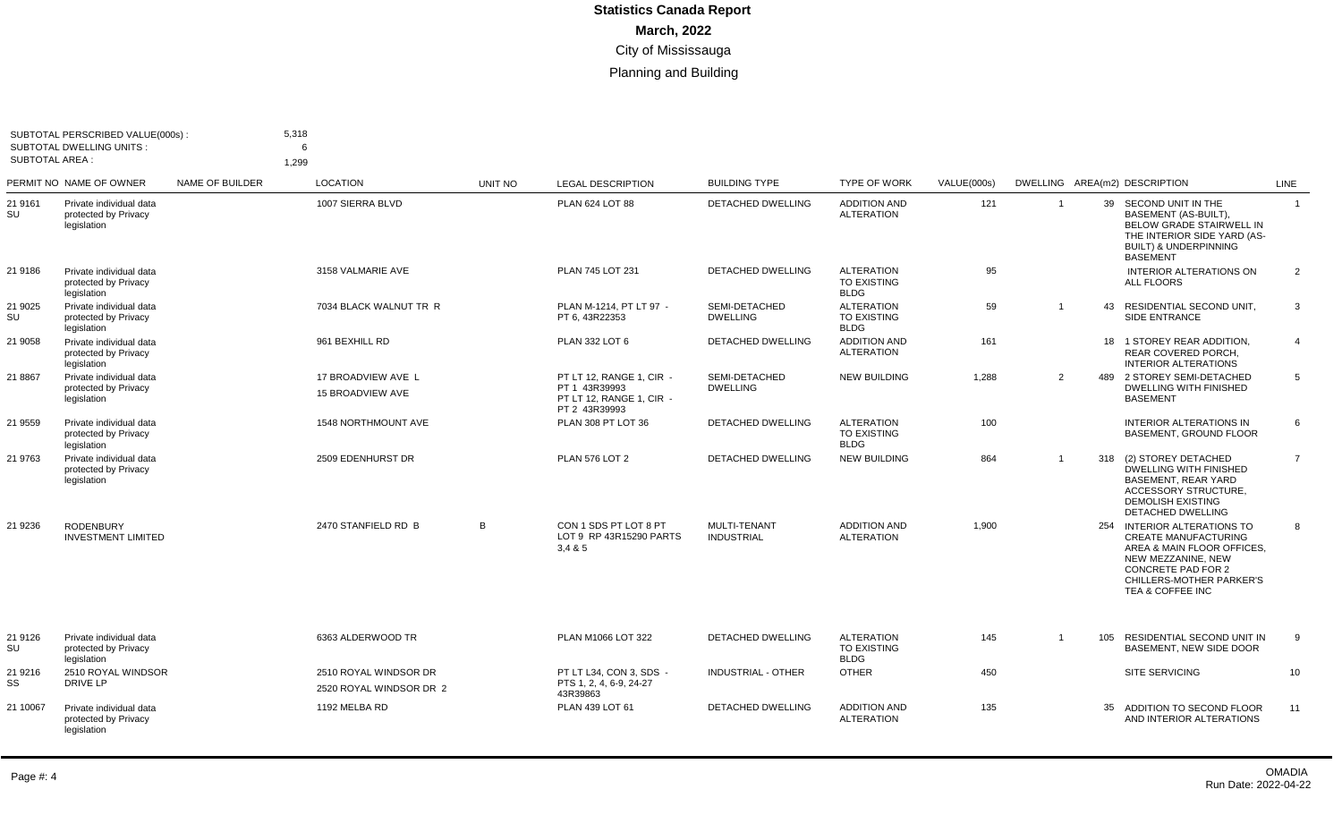# Statistics Canada Report

**March, 2022**

City of Mississauga

Planning and Building

SUBTOTAL PERSCRIBED VALUE(000s) : 5,318
SUBTOTAL DWELLING UNITS : 6
SUBTOTAL AREA : 1,299

| PERMIT NO | NAME OF OWNER | NAME OF BUILDER | LOCATION | UNIT NO | LEGAL DESCRIPTION | BUILDING TYPE | TYPE OF WORK | VALUE(000s) | DWELLING | AREA(m2) | DESCRIPTION | LINE |
|---|---|---|---|---|---|---|---|---|---|---|---|---|
| 21 9161 SU | Private individual data protected by Privacy legislation | | 1007 SIERRA BLVD | | PLAN 624 LOT 88 | DETACHED DWELLING | ADDITION AND ALTERATION | 121 | 1 | 39 | SECOND UNIT IN THE BASEMENT (AS-BUILT), BELOW GRADE STAIRWELL IN THE INTERIOR SIDE YARD (AS-BUILT) & UNDERPINNING BASEMENT | 1 |
| 21 9186 | Private individual data protected by Privacy legislation | | 3158 VALMARIE AVE | | PLAN 745 LOT 231 | DETACHED DWELLING | ALTERATION TO EXISTING BLDG | 95 | | | INTERIOR ALTERATIONS ON ALL FLOORS | 2 |
| 21 9025 SU | Private individual data protected by Privacy legislation | | 7034 BLACK WALNUT TR R | | PLAN M-1214, PT LT 97 - PT 6, 43R22353 | SEMI-DETACHED DWELLING | ALTERATION TO EXISTING BLDG | 59 | 1 | 43 | RESIDENTIAL SECOND UNIT, SIDE ENTRANCE | 3 |
| 21 9058 | Private individual data protected by Privacy legislation | | 961 BEXHILL RD | | PLAN 332 LOT 6 | DETACHED DWELLING | ADDITION AND ALTERATION | 161 | | 18 | 1 STOREY REAR ADDITION, REAR COVERED PORCH, INTERIOR ALTERATIONS | 4 |
| 21 8867 | Private individual data protected by Privacy legislation | | 17 BROADVIEW AVE L<br>15 BROADVIEW AVE | | PT LT 12, RANGE 1, CIR - PT 1 43R39993<br>PT LT 12, RANGE 1, CIR - PT 2 43R39993 | SEMI-DETACHED DWELLING | NEW BUILDING | 1,288 | 2 | 489 | 2 STOREY SEMI-DETACHED DWELLING WITH FINISHED BASEMENT | 5 |
| 21 9559 | Private individual data protected by Privacy legislation | | 1548 NORTHMOUNT AVE | | PLAN 308 PT LOT 36 | DETACHED DWELLING | ALTERATION TO EXISTING BLDG | 100 | | | INTERIOR ALTERATIONS IN BASEMENT, GROUND FLOOR | 6 |
| 21 9763 | Private individual data protected by Privacy legislation | | 2509 EDENHURST DR | | PLAN 576 LOT 2 | DETACHED DWELLING | NEW BUILDING | 864 | 1 | 318 | (2) STOREY DETACHED DWELLING WITH FINISHED BASEMENT, REAR YARD ACCESSORY STRUCTURE, DEMOLISH EXISTING DETACHED DWELLING | 7 |
| 21 9236 | RODENBURY INVESTMENT LIMITED | | 2470 STANFIELD RD B | B | CON 1 SDS PT LOT 8 PT LOT 9 RP 43R15290 PARTS 3,4 & 5 | MULTI-TENANT INDUSTRIAL | ADDITION AND ALTERATION | 1,900 | | 254 | INTERIOR ALTERATIONS TO CREATE MANUFACTURING AREA & MAIN FLOOR OFFICES, NEW MEZZANINE, NEW CONCRETE PAD FOR 2 CHILLERS-MOTHER PARKER'S TEA & COFFEE INC | 8 |
| 21 9126 SU | Private individual data protected by Privacy legislation | | 6363 ALDERWOOD TR | | PLAN M1066 LOT 322 | DETACHED DWELLING | ALTERATION TO EXISTING BLDG | 145 | 1 | 105 | RESIDENTIAL SECOND UNIT IN BASEMENT, NEW SIDE DOOR | 9 |
| 21 9216 SS | 2510 ROYAL WINDSOR DRIVE LP | | 2510 ROYAL WINDSOR DR<br>2520 ROYAL WINDSOR DR 2 | | PT LT L34, CON 3, SDS - PTS 1, 2, 4, 6-9, 24-27 43R39863 | INDUSTRIAL - OTHER | OTHER | 450 | | | SITE SERVICING | 10 |
| 21 10067 | Private individual data protected by Privacy legislation | | 1192 MELBA RD | | PLAN 439 LOT 61 | DETACHED DWELLING | ADDITION AND ALTERATION | 135 | | 35 | ADDITION TO SECOND FLOOR AND INTERIOR ALTERATIONS | 11 |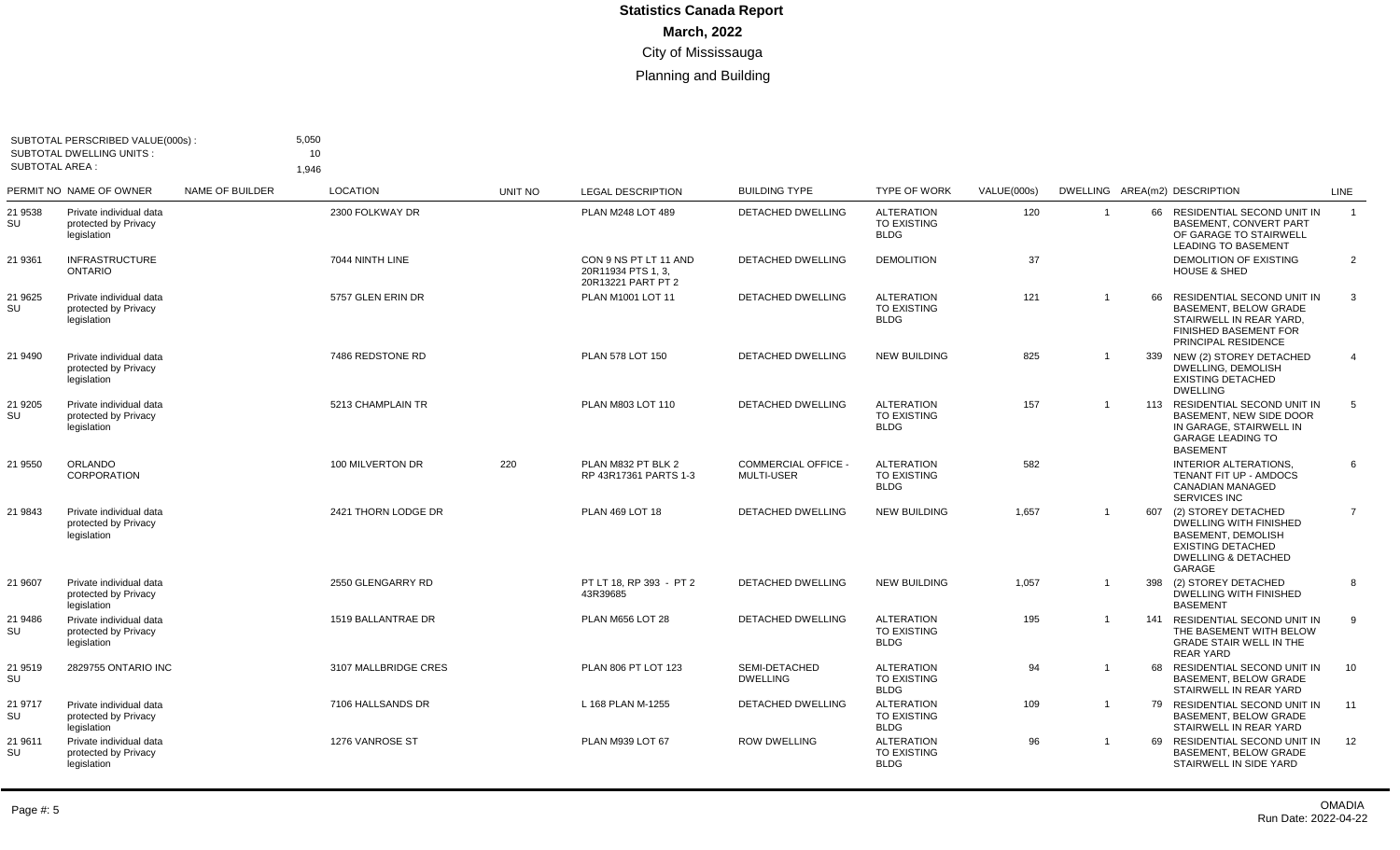# Statistics Canada Report

**March, 2022**

City of Mississauga

Planning and Building

SUBTOTAL PERSCRIBED VALUE(000s) : 5,050
SUBTOTAL DWELLING UNITS : 10
SUBTOTAL AREA : 1,946

| PERMIT NO | NAME OF OWNER | NAME OF BUILDER | LOCATION | UNIT NO | LEGAL DESCRIPTION | BUILDING TYPE | TYPE OF WORK | VALUE(000s) | DWELLING | AREA(m2) | DESCRIPTION | LINE |
|---|---|---|---|---|---|---|---|---|---|---|---|---|
| 21 9538 SU | Private individual data protected by Privacy legislation | | 2300 FOLKWAY DR | | PLAN M248 LOT 489 | DETACHED DWELLING | ALTERATION TO EXISTING BLDG | 120 | 1 | 66 | RESIDENTIAL SECOND UNIT IN BASEMENT, CONVERT PART OF GARAGE TO STAIRWELL LEADING TO BASEMENT | 1 |
| 21 9361 | INFRASTRUCTURE ONTARIO | | 7044 NINTH LINE | | CON 9 NS PT LT 11 AND 20R11934 PTS 1, 3, 20R13221 PART PT 2 | DETACHED DWELLING | DEMOLITION | 37 | | | DEMOLITION OF EXISTING HOUSE & SHED | 2 |
| 21 9625 SU | Private individual data protected by Privacy legislation | | 5757 GLEN ERIN DR | | PLAN M1001 LOT 11 | DETACHED DWELLING | ALTERATION TO EXISTING BLDG | 121 | 1 | 66 | RESIDENTIAL SECOND UNIT IN BASEMENT, BELOW GRADE STAIRWELL IN REAR YARD, FINISHED BASEMENT FOR PRINCIPAL RESIDENCE | 3 |
| 21 9490 | Private individual data protected by Privacy legislation | | 7486 REDSTONE RD | | PLAN 578 LOT 150 | DETACHED DWELLING | NEW BUILDING | 825 | 1 | 339 | NEW (2) STOREY DETACHED DWELLING, DEMOLISH EXISTING DETACHED DWELLING | 4 |
| 21 9205 SU | Private individual data protected by Privacy legislation | | 5213 CHAMPLAIN TR | | PLAN M803 LOT 110 | DETACHED DWELLING | ALTERATION TO EXISTING BLDG | 157 | 1 | 113 | RESIDENTIAL SECOND UNIT IN BASEMENT, NEW SIDE DOOR IN GARAGE, STAIRWELL IN GARAGE LEADING TO BASEMENT | 5 |
| 21 9550 | ORLANDO CORPORATION | | 100 MILVERTON DR | 220 | PLAN M832 PT BLK 2 RP 43R17361 PARTS 1-3 | COMMERCIAL OFFICE - MULTI-USER | ALTERATION TO EXISTING BLDG | 582 | | | INTERIOR ALTERATIONS, TENANT FIT UP - AMDOCS CANADIAN MANAGED SERVICES INC | 6 |
| 21 9843 | Private individual data protected by Privacy legislation | | 2421 THORN LODGE DR | | PLAN 469 LOT 18 | DETACHED DWELLING | NEW BUILDING | 1,657 | 1 | 607 | (2) STOREY DETACHED DWELLING WITH FINISHED BASEMENT, DEMOLISH EXISTING DETACHED DWELLING & DETACHED GARAGE | 7 |
| 21 9607 | Private individual data protected by Privacy legislation | | 2550 GLENGARRY RD | | PT LT 18, RP 393 - PT 2 43R39685 | DETACHED DWELLING | NEW BUILDING | 1,057 | 1 | 398 | (2) STOREY DETACHED DWELLING WITH FINISHED BASEMENT | 8 |
| 21 9486 SU | Private individual data protected by Privacy legislation | | 1519 BALLANTRAE DR | | PLAN M656 LOT 28 | DETACHED DWELLING | ALTERATION TO EXISTING BLDG | 195 | 1 | 141 | RESIDENTIAL SECOND UNIT IN THE BASEMENT WITH BELOW GRADE STAIR WELL IN THE REAR YARD | 9 |
| 21 9519 SU | 2829755 ONTARIO INC | | 3107 MALLBRIDGE CRES | | PLAN 806 PT LOT 123 | SEMI-DETACHED DWELLING | ALTERATION TO EXISTING BLDG | 94 | 1 | 68 | RESIDENTIAL SECOND UNIT IN BASEMENT, BELOW GRADE STAIRWELL IN REAR YARD | 10 |
| 21 9717 SU | Private individual data protected by Privacy legislation | | 7106 HALLSANDS DR | | L 168 PLAN M-1255 | DETACHED DWELLING | ALTERATION TO EXISTING BLDG | 109 | 1 | 79 | RESIDENTIAL SECOND UNIT IN BASEMENT, BELOW GRADE STAIRWELL IN REAR YARD | 11 |
| 21 9611 SU | Private individual data protected by Privacy legislation | | 1276 VANROSE ST | | PLAN M939 LOT 67 | ROW DWELLING | ALTERATION TO EXISTING BLDG | 96 | 1 | 69 | RESIDENTIAL SECOND UNIT IN BASEMENT, BELOW GRADE STAIRWELL IN SIDE YARD | 12 |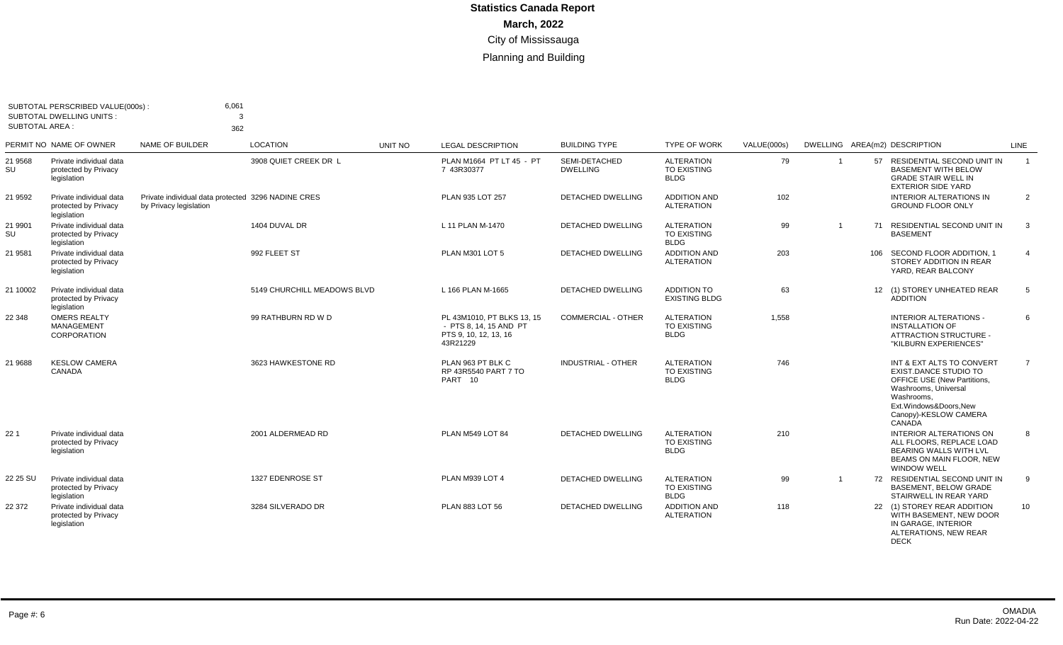# Statistics Canada Report

## March, 2022

City of Mississauga

Planning and Building

SUBTOTAL PERSCRIBED VALUE(000s) : 6,061
SUBTOTAL DWELLING UNITS : 3
SUBTOTAL AREA : 362

| PERMIT NO | NAME OF OWNER | NAME OF BUILDER | LOCATION | UNIT NO | LEGAL DESCRIPTION | BUILDING TYPE | TYPE OF WORK | VALUE(000s) | DWELLING | AREA(m2) | DESCRIPTION | LINE |
|---|---|---|---|---|---|---|---|---|---|---|---|---|
| 21 9568 SU | Private individual data protected by Privacy legislation | | 3908 QUIET CREEK DR L | | PLAN M1664 PT LT 45 - PT 7 43R30377 | SEMI-DETACHED DWELLING | ALTERATION TO EXISTING BLDG | 79 | 1 | 57 | RESIDENTIAL SECOND UNIT IN BASEMENT WITH BELOW GRADE STAIR WELL IN EXTERIOR SIDE YARD | 1 |
| 21 9592 | Private individual data protected by Privacy legislation | Private individual data protected by Privacy legislation | 3296 NADINE CRES | | PLAN 935 LOT 257 | DETACHED DWELLING | ADDITION AND ALTERATION | 102 | | | INTERIOR ALTERATIONS IN GROUND FLOOR ONLY | 2 |
| 21 9901 SU | Private individual data protected by Privacy legislation | | 1404 DUVAL DR | | L 11 PLAN M-1470 | DETACHED DWELLING | ALTERATION TO EXISTING BLDG | 99 | 1 | 71 | RESIDENTIAL SECOND UNIT IN BASEMENT | 3 |
| 21 9581 | Private individual data protected by Privacy legislation | | 992 FLEET ST | | PLAN M301 LOT 5 | DETACHED DWELLING | ADDITION AND ALTERATION | 203 | | 106 | SECOND FLOOR ADDITION, 1 STOREY ADDITION IN REAR YARD, REAR BALCONY | 4 |
| 21 10002 | Private individual data protected by Privacy legislation | | 5149 CHURCHILL MEADOWS BLVD | | L 166 PLAN M-1665 | DETACHED DWELLING | ADDITION TO EXISTING BLDG | 63 | | 12 | (1) STOREY UNHEATED REAR ADDITION | 5 |
| 22 348 | OMERS REALTY MANAGEMENT CORPORATION | | 99 RATHBURN RD W D | | PL 43M1010, PT BLKS 13, 15 - PTS 8, 14, 15 AND PT PTS 9, 10, 12, 13, 16 43R21229 | COMMERCIAL - OTHER | ALTERATION TO EXISTING BLDG | 1,558 | | | INTERIOR ALTERATIONS - INSTALLATION OF ATTRACTION STRUCTURE - "KILBURN EXPERIENCES" | 6 |
| 21 9688 | KESLOW CAMERA CANADA | | 3623 HAWKESTONE RD | | PLAN 963 PT BLK C RP 43R5540 PART 7 TO PART 10 | INDUSTRIAL - OTHER | ALTERATION TO EXISTING BLDG | 746 | | | INT & EXT ALTS TO CONVERT EXIST.DANCE STUDIO TO OFFICE USE (New Partitions, Washrooms, Universal Washrooms, Ext.Windows&Doors,New Canopy)-KESLOW CAMERA CANADA | 7 |
| 22 1 | Private individual data protected by Privacy legislation | | 2001 ALDERMEAD RD | | PLAN M549 LOT 84 | DETACHED DWELLING | ALTERATION TO EXISTING BLDG | 210 | | | INTERIOR ALTERATIONS ON ALL FLOORS, REPLACE LOAD BEARING WALLS WITH LVL BEAMS ON MAIN FLOOR, NEW WINDOW WELL | 8 |
| 22 25 SU | Private individual data protected by Privacy legislation | | 1327 EDENROSE ST | | PLAN M939 LOT 4 | DETACHED DWELLING | ALTERATION TO EXISTING BLDG | 99 | 1 | 72 | RESIDENTIAL SECOND UNIT IN BASEMENT, BELOW GRADE STAIRWELL IN REAR YARD | 9 |
| 22 372 | Private individual data protected by Privacy legislation | | 3284 SILVERADO DR | | PLAN 883 LOT 56 | DETACHED DWELLING | ADDITION AND ALTERATION | 118 | | 22 | (1) STOREY REAR ADDITION WITH BASEMENT, NEW DOOR IN GARAGE, INTERIOR ALTERATIONS, NEW REAR DECK | 10 |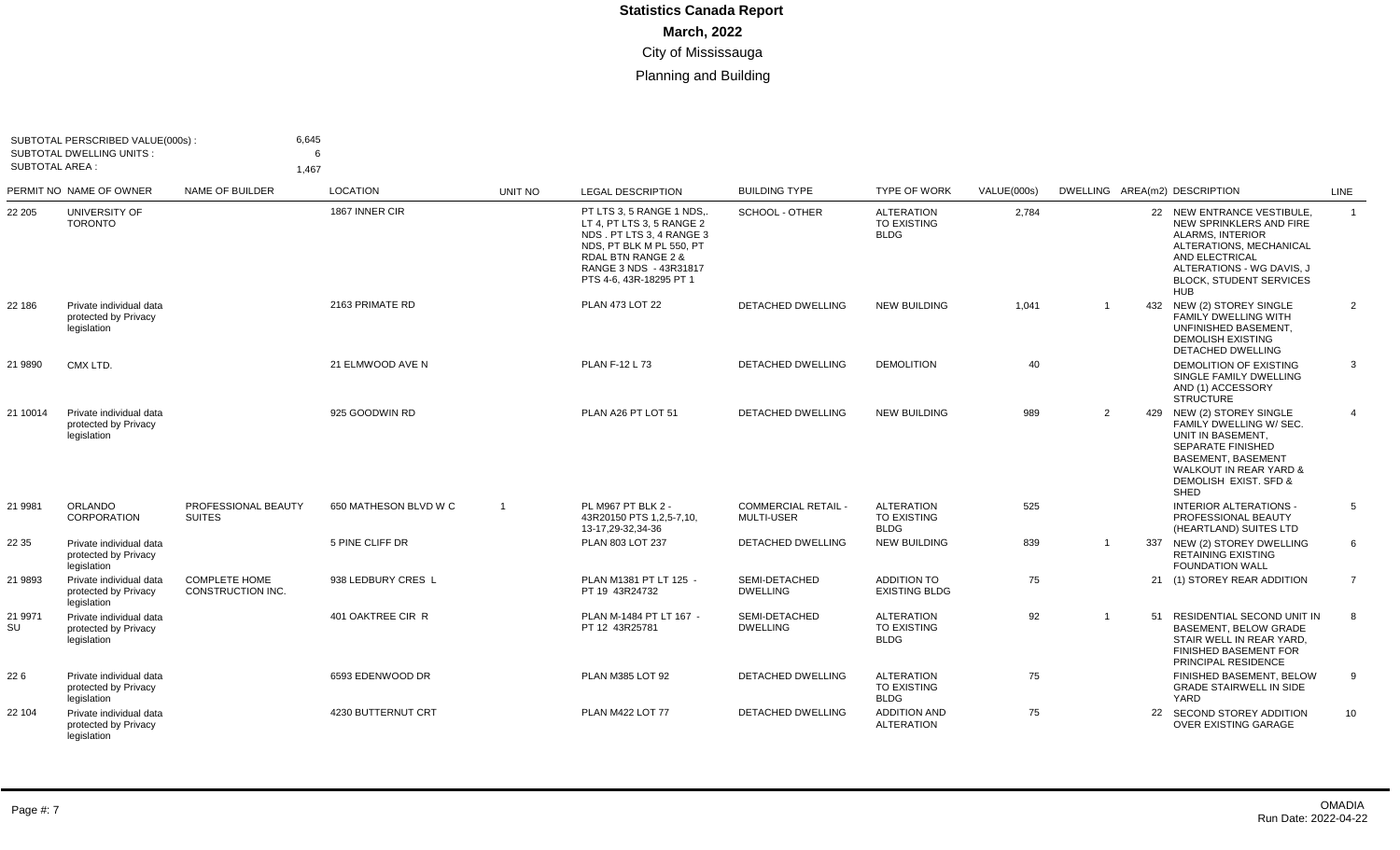# Statistics Canada Report

## March, 2022

City of Mississauga

Planning and Building

SUBTOTAL PERSCRIBED VALUE(000s) : 6,645
SUBTOTAL DWELLING UNITS : 6
SUBTOTAL AREA : 1,467

| PERMIT NO | NAME OF OWNER | NAME OF BUILDER | LOCATION | UNIT NO | LEGAL DESCRIPTION | BUILDING TYPE | TYPE OF WORK | VALUE(000s) | DWELLING | AREA(m2) | DESCRIPTION | LINE |
|---|---|---|---|---|---|---|---|---|---|---|---|---|
| 22 205 | UNIVERSITY OF TORONTO | | 1867 INNER CIR | | PT LTS 3, 5 RANGE 1 NDS,. LT 4, PT LTS 3, 5 RANGE 2 NDS . PT LTS 3, 4 RANGE 3 NDS, PT BLK M PL 550, PT RDAL BTN RANGE 2 & RANGE 3 NDS - 43R31817 PTS 4-6, 43R-18295 PT 1 | SCHOOL - OTHER | ALTERATION TO EXISTING BLDG | 2,784 | | 22 | NEW ENTRANCE VESTIBULE, NEW SPRINKLERS AND FIRE ALARMS, INTERIOR ALTERATIONS, MECHANICAL AND ELECTRICAL ALTERATIONS - WG DAVIS, J BLOCK, STUDENT SERVICES HUB | 1 |
| 22 186 | Private individual data protected by Privacy legislation | | 2163 PRIMATE RD | | PLAN 473 LOT 22 | DETACHED DWELLING | NEW BUILDING | 1,041 | 1 | 432 | NEW (2) STOREY SINGLE FAMILY DWELLING WITH UNFINISHED BASEMENT, DEMOLISH EXISTING DETACHED DWELLING | 2 |
| 21 9890 | CMX LTD. | | 21 ELMWOOD AVE N | | PLAN F-12 L 73 | DETACHED DWELLING | DEMOLITION | 40 | | | DEMOLITION OF EXISTING SINGLE FAMILY DWELLING AND (1) ACCESSORY STRUCTURE | 3 |
| 21 10014 | Private individual data protected by Privacy legislation | | 925 GOODWIN RD | | PLAN A26 PT LOT 51 | DETACHED DWELLING | NEW BUILDING | 989 | 2 | 429 | NEW (2) STOREY SINGLE FAMILY DWELLING W/ SEC. UNIT IN BASEMENT, SEPARATE FINISHED BASEMENT, BASEMENT WALKOUT IN REAR YARD & DEMOLISH EXIST. SFD & SHED | 4 |
| 21 9981 | ORLANDO CORPORATION | PROFESSIONAL BEAUTY SUITES | 650 MATHESON BLVD W C | 1 | PL M967 PT BLK 2 - 43R20150 PTS 1,2,5-7,10, 13-17,29-32,34-36 | COMMERCIAL RETAIL - MULTI-USER | ALTERATION TO EXISTING BLDG | 525 | | | INTERIOR ALTERATIONS - PROFESSIONAL BEAUTY (HEARTLAND) SUITES LTD | 5 |
| 22 35 | Private individual data protected by Privacy legislation | | 5 PINE CLIFF DR | | PLAN 803 LOT 237 | DETACHED DWELLING | NEW BUILDING | 839 | 1 | 337 | NEW (2) STOREY DWELLING RETAINING EXISTING FOUNDATION WALL | 6 |
| 21 9893 | Private individual data protected by Privacy legislation | COMPLETE HOME CONSTRUCTION INC. | 938 LEDBURY CRES L | | PLAN M1381 PT LT 125 - PT 19 43R24732 | SEMI-DETACHED DWELLING | ADDITION TO EXISTING BLDG | 75 | | 21 | (1) STOREY REAR ADDITION | 7 |
| 21 9971 SU | Private individual data protected by Privacy legislation | | 401 OAKTREE CIR R | | PLAN M-1484 PT LT 167 - PT 12 43R25781 | SEMI-DETACHED DWELLING | ALTERATION TO EXISTING BLDG | 92 | 1 | 51 | RESIDENTIAL SECOND UNIT IN BASEMENT, BELOW GRADE STAIR WELL IN REAR YARD, FINISHED BASEMENT FOR PRINCIPAL RESIDENCE | 8 |
| 22 6 | Private individual data protected by Privacy legislation | | 6593 EDENWOOD DR | | PLAN M385 LOT 92 | DETACHED DWELLING | ALTERATION TO EXISTING BLDG | 75 | | | FINISHED BASEMENT, BELOW GRADE STAIRWELL IN SIDE YARD | 9 |
| 22 104 | Private individual data protected by Privacy legislation | | 4230 BUTTERNUT CRT | | PLAN M422 LOT 77 | DETACHED DWELLING | ADDITION AND ALTERATION | 75 | | 22 | SECOND STOREY ADDITION OVER EXISTING GARAGE | 10 |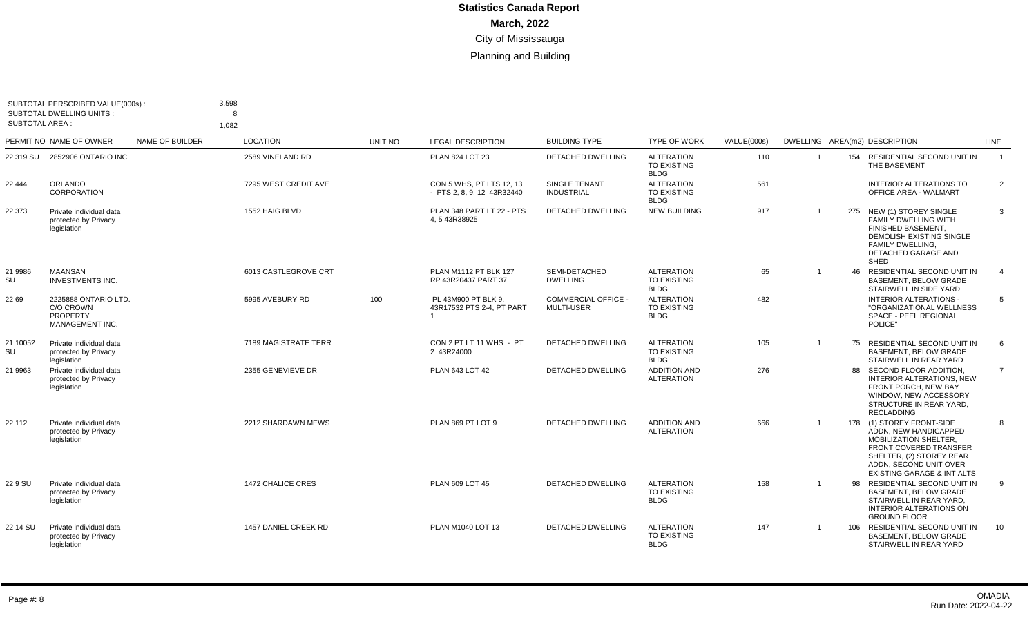# Statistics Canada Report

## March, 2022

City of Mississauga

Planning and Building

SUBTOTAL PERSCRIBED VALUE(000s) : 3,598
SUBTOTAL DWELLING UNITS : 8
SUBTOTAL AREA : 1,082

| PERMIT NO | NAME OF OWNER | NAME OF BUILDER | LOCATION | UNIT NO | LEGAL DESCRIPTION | BUILDING TYPE | TYPE OF WORK | VALUE(000s) | DWELLING | AREA(m2) | DESCRIPTION | LINE |
|---|---|---|---|---|---|---|---|---|---|---|---|---|
| 22 319 SU | 2852906 ONTARIO INC. | | 2589 VINELAND RD | | PLAN 824 LOT 23 | DETACHED DWELLING | ALTERATION TO EXISTING BLDG | 110 | 1 | 154 | RESIDENTIAL SECOND UNIT IN THE BASEMENT | 1 |
| 22 444 | ORLANDO CORPORATION | | 7295 WEST CREDIT AVE | | CON 5 WHS, PT LTS 12, 13 - PTS 2, 8, 9, 12 43R32440 | SINGLE TENANT INDUSTRIAL | ALTERATION TO EXISTING BLDG | 561 | | | INTERIOR ALTERATIONS TO OFFICE AREA - WALMART | 2 |
| 22 373 | Private individual data protected by Privacy legislation | | 1552 HAIG BLVD | | PLAN 348 PART LT 22 - PTS 4, 5 43R38925 | DETACHED DWELLING | NEW BUILDING | 917 | 1 | 275 | NEW (1) STOREY SINGLE FAMILY DWELLING WITH FINISHED BASEMENT, DEMOLISH EXISTING SINGLE FAMILY DWELLING, DETACHED GARAGE AND SHED | 3 |
| 21 9986 SU | MAANSAN INVESTMENTS INC. | | 6013 CASTLEGROVE CRT | | PLAN M1112 PT BLK 127 RP 43R20437 PART 37 | SEMI-DETACHED DWELLING | ALTERATION TO EXISTING BLDG | 65 | 1 | 46 | RESIDENTIAL SECOND UNIT IN BASEMENT, BELOW GRADE STAIRWELL IN SIDE YARD | 4 |
| 22 69 | 2225888 ONTARIO LTD. C/O CROWN PROPERTY MANAGEMENT INC. | | 5995 AVEBURY RD | 100 | PL 43M900 PT BLK 9, 43R17532 PTS 2-4, PT PART 1 | COMMERCIAL OFFICE - MULTI-USER | ALTERATION TO EXISTING BLDG | 482 | | | INTERIOR ALTERATIONS - "ORGANIZATIONAL WELLNESS SPACE - PEEL REGIONAL POLICE" | 5 |
| 21 10052 SU | Private individual data protected by Privacy legislation | | 7189 MAGISTRATE TERR | | CON 2 PT LT 11 WHS - PT 2 43R24000 | DETACHED DWELLING | ALTERATION TO EXISTING BLDG | 105 | 1 | 75 | RESIDENTIAL SECOND UNIT IN BASEMENT, BELOW GRADE STAIRWELL IN REAR YARD | 6 |
| 21 9963 | Private individual data protected by Privacy legislation | | 2355 GENEVIEVE DR | | PLAN 643 LOT 42 | DETACHED DWELLING | ADDITION AND ALTERATION | 276 | | 88 | SECOND FLOOR ADDITION, INTERIOR ALTERATIONS, NEW FRONT PORCH, NEW BAY WINDOW, NEW ACCESSORY STRUCTURE IN REAR YARD, RECLADDING | 7 |
| 22 112 | Private individual data protected by Privacy legislation | | 2212 SHARDAWN MEWS | | PLAN 869 PT LOT 9 | DETACHED DWELLING | ADDITION AND ALTERATION | 666 | 1 | 178 | (1) STOREY FRONT-SIDE ADDN, NEW HANDICAPPED MOBILIZATION SHELTER, FRONT COVERED TRANSFER SHELTER, (2) STOREY REAR ADDN, SECOND UNIT OVER EXISTING GARAGE & INT ALTS | 8 |
| 22 9 SU | Private individual data protected by Privacy legislation | | 1472 CHALICE CRES | | PLAN 609 LOT 45 | DETACHED DWELLING | ALTERATION TO EXISTING BLDG | 158 | 1 | 98 | RESIDENTIAL SECOND UNIT IN BASEMENT, BELOW GRADE STAIRWELL IN REAR YARD, INTERIOR ALTERATIONS ON GROUND FLOOR | 9 |
| 22 14 SU | Private individual data protected by Privacy legislation | | 1457 DANIEL CREEK RD | | PLAN M1040 LOT 13 | DETACHED DWELLING | ALTERATION TO EXISTING BLDG | 147 | 1 | 106 | RESIDENTIAL SECOND UNIT IN BASEMENT, BELOW GRADE STAIRWELL IN REAR YARD | 10 |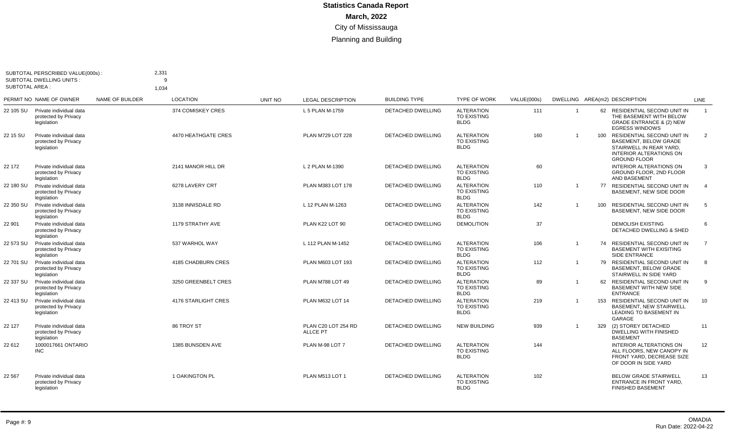# Statistics Canada Report

**March, 2022**

City of Mississauga

Planning and Building

SUBTOTAL PERSCRIBED VALUE(000s) : 2,331
SUBTOTAL DWELLING UNITS : 9
SUBTOTAL AREA : 1,034

| PERMIT NO | NAME OF OWNER | NAME OF BUILDER | LOCATION | UNIT NO | LEGAL DESCRIPTION | BUILDING TYPE | TYPE OF WORK | VALUE(000s) | DWELLING | AREA(m2) | DESCRIPTION | LINE |
|---|---|---|---|---|---|---|---|---|---|---|---|---|
| 22 105 SU | Private individual data protected by Privacy legislation | | 374 COMISKEY CRES | | L 5 PLAN M-1759 | DETACHED DWELLING | ALTERATION TO EXISTING BLDG | 111 | 1 | 62 | RESIDENTIAL SECOND UNIT IN THE BASEMENT WITH BELOW GRADE ENTRANCE & (2) NEW EGRESS WINDOWS | 1 |
| 22 15 SU | Private individual data protected by Privacy legislation | | 4470 HEATHGATE CRES | | PLAN M729 LOT 228 | DETACHED DWELLING | ALTERATION TO EXISTING BLDG | 160 | 1 | 100 | RESIDENTIAL SECOND UNIT IN BASEMENT, BELOW GRADE STAIRWELL IN REAR YARD, INTERIOR ALTERATIONS ON GROUND FLOOR | 2 |
| 22 172 | Private individual data protected by Privacy legislation | | 2141 MANOR HILL DR | | L 2 PLAN M-1390 | DETACHED DWELLING | ALTERATION TO EXISTING BLDG | 60 | | | INTERIOR ALTERATIONS ON GROUND FLOOR, 2ND FLOOR AND BASEMENT | 3 |
| 22 180 SU | Private individual data protected by Privacy legislation | | 6278 LAVERY CRT | | PLAN M383 LOT 178 | DETACHED DWELLING | ALTERATION TO EXISTING BLDG | 110 | 1 | 77 | RESIDENTIAL SECOND UNIT IN BASEMENT, NEW SIDE DOOR | 4 |
| 22 350 SU | Private individual data protected by Privacy legislation | | 3138 INNISDALE RD | | L 12 PLAN M-1263 | DETACHED DWELLING | ALTERATION TO EXISTING BLDG | 142 | 1 | 100 | RESIDENTIAL SECOND UNIT IN BASEMENT, NEW SIDE DOOR | 5 |
| 22 901 | Private individual data protected by Privacy legislation | | 1179 STRATHY AVE | | PLAN K22 LOT 90 | DETACHED DWELLING | DEMOLITION | 37 | | | DEMOLISH EXISTING DETACHED DWELLING & SHED | 6 |
| 22 573 SU | Private individual data protected by Privacy legislation | | 537 WARHOL WAY | | L 112 PLAN M-1452 | DETACHED DWELLING | ALTERATION TO EXISTING BLDG | 106 | 1 | 74 | RESIDENTIAL SECOND UNIT IN BASEMENT WITH EXISITING SIDE ENTRANCE | 7 |
| 22 701 SU | Private individual data protected by Privacy legislation | | 4185 CHADBURN CRES | | PLAN M603 LOT 193 | DETACHED DWELLING | ALTERATION TO EXISTING BLDG | 112 | 1 | 79 | RESIDENTIAL SECOND UNIT IN BASEMENT, BELOW GRADE STAIRWELL IN SIDE YARD | 8 |
| 22 337 SU | Private individual data protected by Privacy legislation | | 3250 GREENBELT CRES | | PLAN M788 LOT 49 | DETACHED DWELLING | ALTERATION TO EXISTING BLDG | 89 | 1 | 62 | RESIDENTIAL SECOND UNIT IN BASEMENT WITH NEW SIDE ENTRANCE | 9 |
| 22 413 SU | Private individual data protected by Privacy legislation | | 4176 STARLIGHT CRES | | PLAN M632 LOT 14 | DETACHED DWELLING | ALTERATION TO EXISTING BLDG | 219 | 1 | 153 | RESIDENTIAL SECOND UNIT IN BASEMENT, NEW STAIRWELL LEADING TO BASEMENT IN GARAGE | 10 |
| 22 127 | Private individual data protected by Privacy legislation | | 86 TROY ST | | PLAN C20 LOT 254 RD ALLCE PT | DETACHED DWELLING | NEW BUILDING | 939 | 1 | 329 | (2) STOREY DETACHED DWELLING WITH FINISHED BASEMENT | 11 |
| 22 612 | 1000017661 ONTARIO INC | | 1385 BUNSDEN AVE | | PLAN M-98 LOT 7 | DETACHED DWELLING | ALTERATION TO EXISTING BLDG | 144 | | | INTERIOR ALTERATIONS ON ALL FLOORS, NEW CANOPY IN FRONT YARD, DECREASE SIZE OF DOOR IN SIDE YARD | 12 |
| 22 567 | Private individual data protected by Privacy legislation | | 1 OAKINGTON PL | | PLAN M513 LOT 1 | DETACHED DWELLING | ALTERATION TO EXISTING BLDG | 102 | | | BELOW GRADE STAIRWELL ENTRANCE IN FRONT YARD, FINISHED BASEMENT | 13 |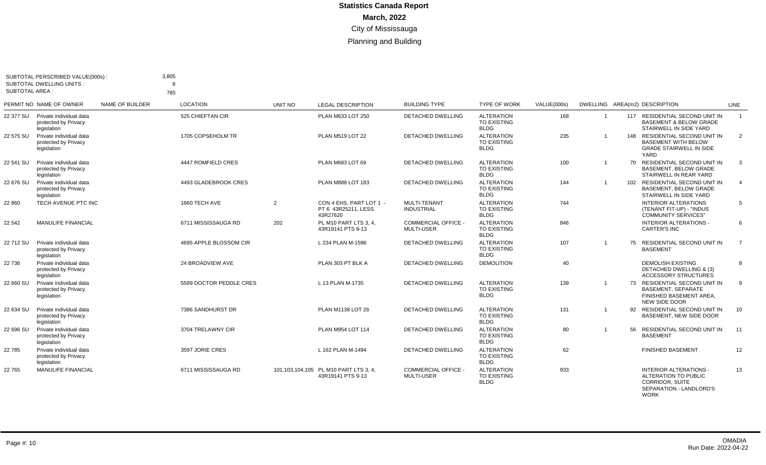# Statistics Canada Report

**March, 2022**

City of Mississauga

Planning and Building

SUBTOTAL PERSCRIBED VALUE(000s) : 3,805
SUBTOTAL DWELLING UNITS : 9
SUBTOTAL AREA : 785

| PERMIT NO | NAME OF OWNER | NAME OF BUILDER | LOCATION | UNIT NO | LEGAL DESCRIPTION | BUILDING TYPE | TYPE OF WORK | VALUE(000s) | DWELLING | AREA(m2) | DESCRIPTION | LINE |
|---|---|---|---|---|---|---|---|---|---|---|---|---|
| 22 377 SU | Private individual data protected by Privacy legislation | | 525 CHIEFTAN CIR | | PLAN M633 LOT 250 | DETACHED DWELLING | ALTERATION TO EXISTING BLDG | 168 | 1 | 117 | RESIDENTIAL SECOND UNIT IN BASEMENT & BELOW GRADE STAIRWELL IN SIDE YARD | 1 |
| 22 575 SU | Private individual data protected by Privacy legislation | | 1705 COPSEHOLM TR | | PLAN M519 LOT 22 | DETACHED DWELLING | ALTERATION TO EXISTING BLDG | 235 | 1 | 148 | RESIDENTIAL SECOND UNIT IN BASEMENT WITH BELOW GRADE STAIRWELL IN SIDE YARD | 2 |
| 22 541 SU | Private individual data protected by Privacy legislation | | 4447 ROMFIELD CRES | | PLAN M683 LOT 69 | DETACHED DWELLING | ALTERATION TO EXISTING BLDG | 100 | 1 | 70 | RESIDENTIAL SECOND UNIT IN BASEMENT, BELOW GRADE STAIRWELL IN REAR YARD | 3 |
| 22 676 SU | Private individual data protected by Privacy legislation | | 4493 GLADEBROOK CRES | | PLAN M888 LOT 183 | DETACHED DWELLING | ALTERATION TO EXISTING BLDG | 144 | 1 | 102 | RESIDENTIAL SECOND UNIT IN BASEMENT, BELOW GRADE STAIRWELL IN SIDE YARD | 4 |
| 22 860 | TECH AVENUE PTC INC | | 1660 TECH AVE | 2 | CON 4 EHS, PART LOT 1 - PT 6 43R25211, LESS 43R27620 | MULTI-TENANT INDUSTRIAL | ALTERATION TO EXISTING BLDG | 744 | | | INTERIOR ALTERATIONS (TENANT FIT-UP) - "INDUS COMMUNITY SERVICES" | 5 |
| 22 542 | MANULIFE FINANCIAL | | 6711 MISSISSAUGA RD | 202 | PL M10 PART LTS 3, 4, 43R19141 PTS 9-13 | COMMERCIAL OFFICE - MULTI-USER | ALTERATION TO EXISTING BLDG | 846 | | | INTERIOR ALTERATIONS - CARTER'S INC | 6 |
| 22 712 SU | Private individual data protected by Privacy legislation | | 4695 APPLE BLOSSOM CIR | | L 234 PLAN M-1596 | DETACHED DWELLING | ALTERATION TO EXISTING BLDG | 107 | 1 | 75 | RESIDENTIAL SECOND UNIT IN BASEMENT | 7 |
| 22 736 | Private individual data protected by Privacy legislation | | 24 BROADVIEW AVE | | PLAN 303 PT BLK A | DETACHED DWELLING | DEMOLITION | 40 | | | DEMOLISH EXISTING DETACHED DWELLING & (3) ACCESSORY STRUCTURES | 8 |
| 22 660 SU | Private individual data protected by Privacy legislation | | 5599 DOCTOR PEDDLE CRES | | L 13 PLAN M-1735 | DETACHED DWELLING | ALTERATION TO EXISTING BLDG | 139 | 1 | 73 | RESIDENTIAL SECOND UNIT IN BASEMENT, SEPARATE FINISHED BASEMENT AREA, NEW SIDE DOOR | 9 |
| 22 634 SU | Private individual data protected by Privacy legislation | | 7386 SANDHURST DR | | PLAN M1138 LOT 26 | DETACHED DWELLING | ALTERATION TO EXISTING BLDG | 131 | 1 | 92 | RESIDENTIAL SECOND UNIT IN BASEMENT, NEW SIDE DOOR | 10 |
| 22 696 SU | Private individual data protected by Privacy legislation | | 3704 TRELAWNY CIR | | PLAN M954 LOT 114 | DETACHED DWELLING | ALTERATION TO EXISTING BLDG | 80 | 1 | 56 | RESIDENTIAL SECOND UNIT IN BASEMENT | 11 |
| 22 785 | Private individual data protected by Privacy legislation | | 3597 JORIE CRES | | L 162 PLAN M-1494 | DETACHED DWELLING | ALTERATION TO EXISTING BLDG | 62 | | | FINISHED BASEMENT | 12 |
| 22 765 | MANULIFE FINANCIAL | | 6711 MISSISSAUGA RD | 101,103,104,105 | PL M10 PART LTS 3, 4, 43R19141 PTS 9-13 | COMMERCIAL OFFICE - MULTI-USER | ALTERATION TO EXISTING BLDG | 933 | | | INTERIOR ALTERATIONS - ALTERATION TO PUBLIC CORRIDOR, SUITE SEPARATION - LANDLORD'S WORK | 13 |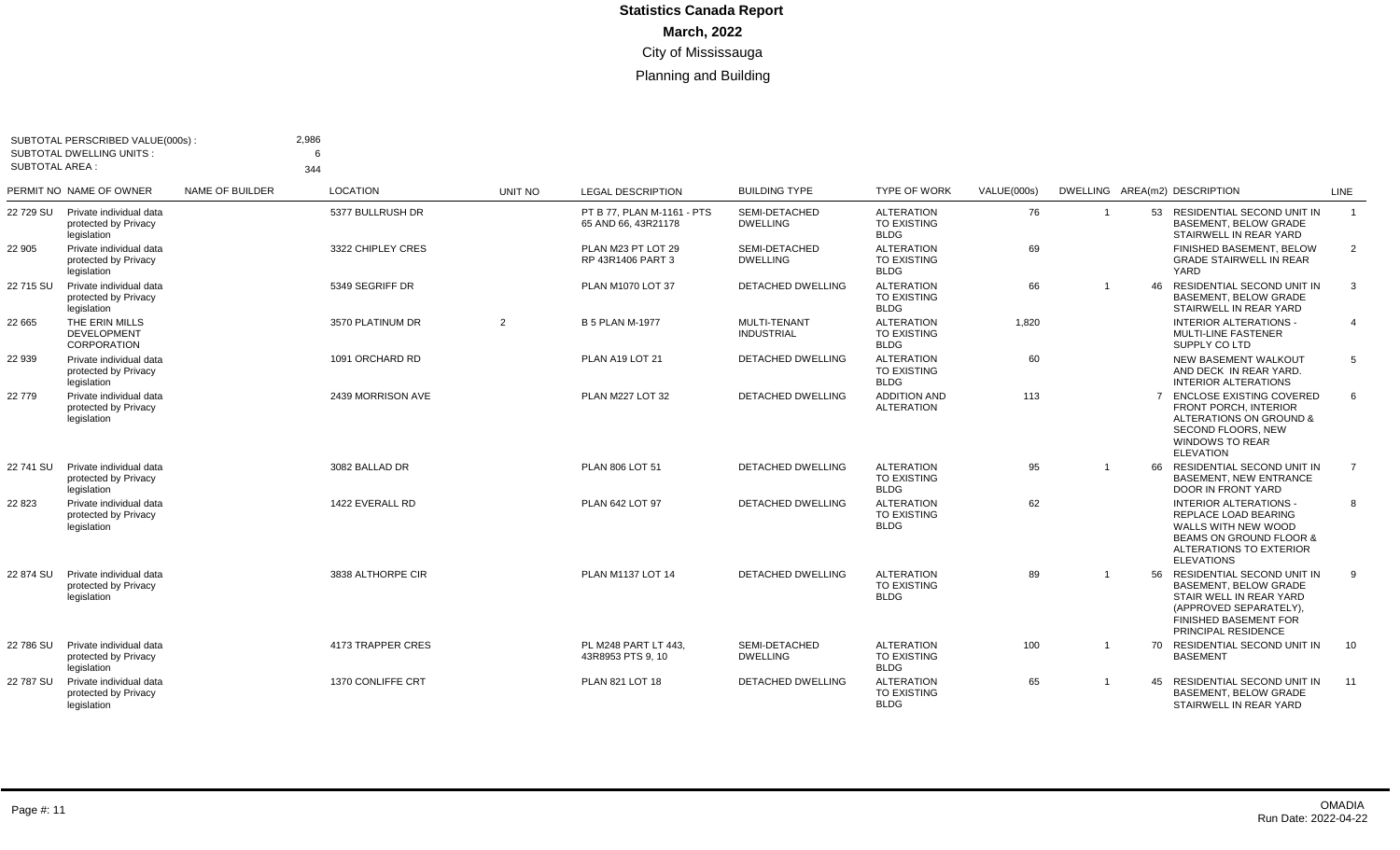# Statistics Canada Report

**March, 2022**

City of Mississauga

Planning and Building

SUBTOTAL PERSCRIBED VALUE(000s) : 2,986
SUBTOTAL DWELLING UNITS : 6
SUBTOTAL AREA : 344

| PERMIT NO | NAME OF OWNER | NAME OF BUILDER | LOCATION | UNIT NO | LEGAL DESCRIPTION | BUILDING TYPE | TYPE OF WORK | VALUE(000s) | DWELLING | AREA(m2) | DESCRIPTION | LINE |
|---|---|---|---|---|---|---|---|---|---|---|---|---|
| 22 729 SU | Private individual data protected by Privacy legislation | | 5377 BULLRUSH DR | | PT B 77, PLAN M-1161 - PTS 65 AND 66, 43R21178 | SEMI-DETACHED DWELLING | ALTERATION TO EXISTING BLDG | 76 | 1 | 53 | RESIDENTIAL SECOND UNIT IN BASEMENT, BELOW GRADE STAIRWELL IN REAR YARD | 1 |
| 22 905 | Private individual data protected by Privacy legislation | | 3322 CHIPLEY CRES | | PLAN M23 PT LOT 29 RP 43R1406 PART 3 | SEMI-DETACHED DWELLING | ALTERATION TO EXISTING BLDG | 69 | | | FINISHED BASEMENT, BELOW GRADE STAIRWELL IN REAR YARD | 2 |
| 22 715 SU | Private individual data protected by Privacy legislation | | 5349 SEGRIFF DR | | PLAN M1070 LOT 37 | DETACHED DWELLING | ALTERATION TO EXISTING BLDG | 66 | 1 | 46 | RESIDENTIAL SECOND UNIT IN BASEMENT, BELOW GRADE STAIRWELL IN REAR YARD | 3 |
| 22 665 | THE ERIN MILLS DEVELOPMENT CORPORATION | | 3570 PLATINUM DR | 2 | B 5 PLAN M-1977 | MULTI-TENANT INDUSTRIAL | ALTERATION TO EXISTING BLDG | 1,820 | | | INTERIOR ALTERATIONS - MULTI-LINE FASTENER SUPPLY CO LTD | 4 |
| 22 939 | Private individual data protected by Privacy legislation | | 1091 ORCHARD RD | | PLAN A19 LOT 21 | DETACHED DWELLING | ALTERATION TO EXISTING BLDG | 60 | | | NEW BASEMENT WALKOUT AND DECK IN REAR YARD. INTERIOR ALTERATIONS | 5 |
| 22 779 | Private individual data protected by Privacy legislation | | 2439 MORRISON AVE | | PLAN M227 LOT 32 | DETACHED DWELLING | ADDITION AND ALTERATION | 113 | | 7 | ENCLOSE EXISTING COVERED FRONT PORCH, INTERIOR ALTERATIONS ON GROUND & SECOND FLOORS, NEW WINDOWS TO REAR ELEVATION | 6 |
| 22 741 SU | Private individual data protected by Privacy legislation | | 3082 BALLAD DR | | PLAN 806 LOT 51 | DETACHED DWELLING | ALTERATION TO EXISTING BLDG | 95 | 1 | 66 | RESIDENTIAL SECOND UNIT IN BASEMENT, NEW ENTRANCE DOOR IN FRONT YARD | 7 |
| 22 823 | Private individual data protected by Privacy legislation | | 1422 EVERALL RD | | PLAN 642 LOT 97 | DETACHED DWELLING | ALTERATION TO EXISTING BLDG | 62 | | | INTERIOR ALTERATIONS - REPLACE LOAD BEARING WALLS WITH NEW WOOD BEAMS ON GROUND FLOOR & ALTERATIONS TO EXTERIOR ELEVATIONS | 8 |
| 22 874 SU | Private individual data protected by Privacy legislation | | 3838 ALTHORPE CIR | | PLAN M1137 LOT 14 | DETACHED DWELLING | ALTERATION TO EXISTING BLDG | 89 | 1 | 56 | RESIDENTIAL SECOND UNIT IN BASEMENT, BELOW GRADE STAIR WELL IN REAR YARD (APPROVED SEPARATELY), FINISHED BASEMENT FOR PRINCIPAL RESIDENCE | 9 |
| 22 786 SU | Private individual data protected by Privacy legislation | | 4173 TRAPPER CRES | | PL M248 PART LT 443, 43R8953 PTS 9, 10 | SEMI-DETACHED DWELLING | ALTERATION TO EXISTING BLDG | 100 | 1 | 70 | RESIDENTIAL SECOND UNIT IN BASEMENT | 10 |
| 22 787 SU | Private individual data protected by Privacy legislation | | 1370 CONLIFFE CRT | | PLAN 821 LOT 18 | DETACHED DWELLING | ALTERATION TO EXISTING BLDG | 65 | 1 | 45 | RESIDENTIAL SECOND UNIT IN BASEMENT, BELOW GRADE STAIRWELL IN REAR YARD | 11 |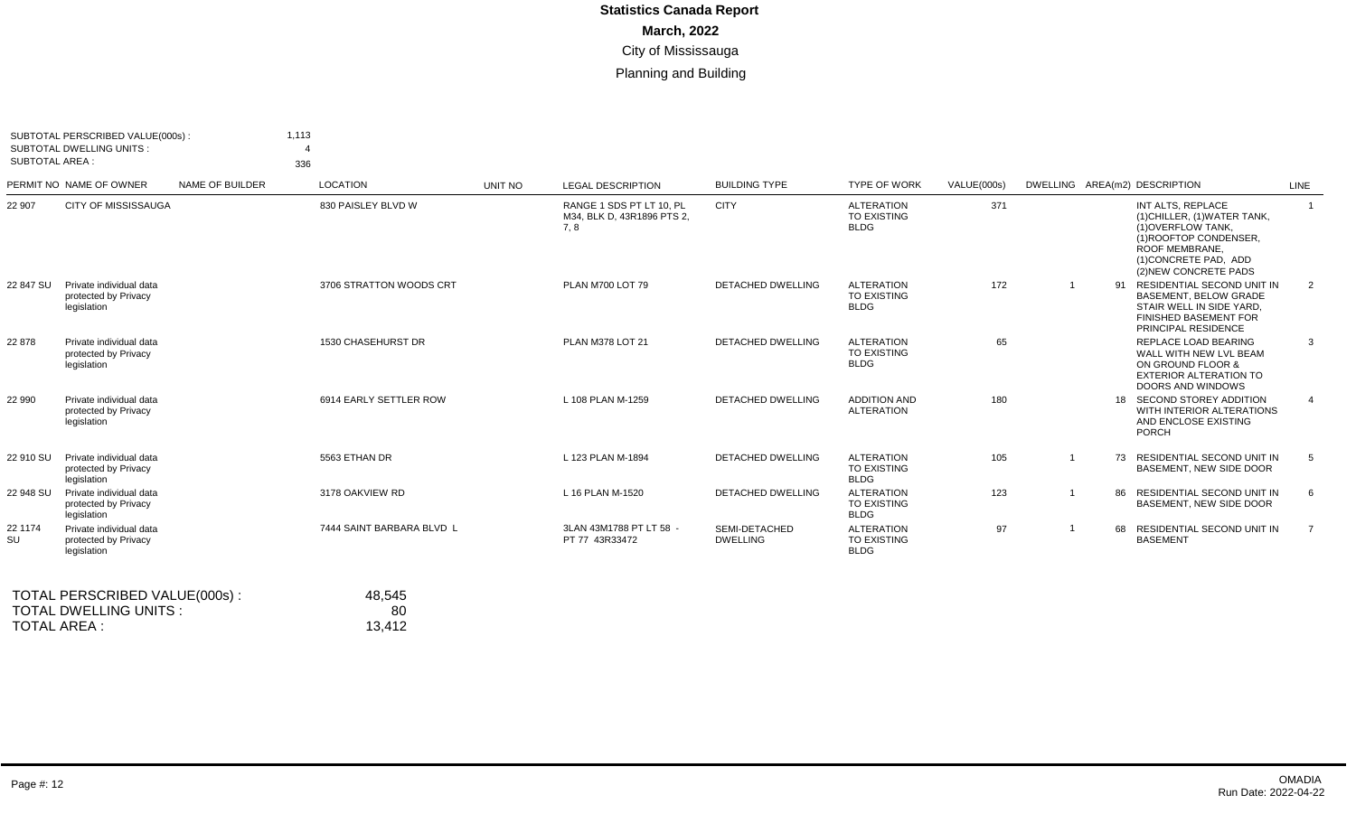# Statistics Canada Report

**March, 2022**

City of Mississauga

Planning and Building

SUBTOTAL PERSCRIBED VALUE(000s) : 1,113
SUBTOTAL DWELLING UNITS : 4
SUBTOTAL AREA : 336

| PERMIT NO | NAME OF OWNER | NAME OF BUILDER | LOCATION | UNIT NO | LEGAL DESCRIPTION | BUILDING TYPE | TYPE OF WORK | VALUE(000s) | DWELLING | AREA(m2) | DESCRIPTION | LINE |
|---|---|---|---|---|---|---|---|---|---|---|---|---|
| 22 907 | CITY OF MISSISSAUGA | | 830 PAISLEY BLVD W | | RANGE 1 SDS PT LT 10, PL M34, BLK D, 43R1896 PTS 2, 7, 8 | CITY | ALTERATION TO EXISTING BLDG | 371 | | | INT ALTS, REPLACE (1)CHILLER, (1)WATER TANK, (1)OVERFLOW TANK, (1)ROOFTOP CONDENSER, ROOF MEMBRANE, (1)CONCRETE PAD, ADD (2)NEW CONCRETE PADS | 1 |
| 22 847 SU | Private individual data protected by Privacy legislation | | 3706 STRATTON WOODS CRT | | PLAN M700 LOT 79 | DETACHED DWELLING | ALTERATION TO EXISTING BLDG | 172 | 1 | 91 | RESIDENTIAL SECOND UNIT IN BASEMENT, BELOW GRADE STAIR WELL IN SIDE YARD, FINISHED BASEMENT FOR PRINCIPAL RESIDENCE | 2 |
| 22 878 | Private individual data protected by Privacy legislation | | 1530 CHASEHURST DR | | PLAN M378 LOT 21 | DETACHED DWELLING | ALTERATION TO EXISTING BLDG | 65 | | | REPLACE LOAD BEARING WALL WITH NEW LVL BEAM ON GROUND FLOOR & EXTERIOR ALTERATION TO DOORS AND WINDOWS | 3 |
| 22 990 | Private individual data protected by Privacy legislation | | 6914 EARLY SETTLER ROW | | L 108 PLAN M-1259 | DETACHED DWELLING | ADDITION AND ALTERATION | 180 | | 18 | SECOND STOREY ADDITION WITH INTERIOR ALTERATIONS AND ENCLOSE EXISTING PORCH | 4 |
| 22 910 SU | Private individual data protected by Privacy legislation | | 5563 ETHAN DR | | L 123 PLAN M-1894 | DETACHED DWELLING | ALTERATION TO EXISTING BLDG | 105 | 1 | 73 | RESIDENTIAL SECOND UNIT IN BASEMENT, NEW SIDE DOOR | 5 |
| 22 948 SU | Private individual data protected by Privacy legislation | | 3178 OAKVIEW RD | | L 16 PLAN M-1520 | DETACHED DWELLING | ALTERATION TO EXISTING BLDG | 123 | 1 | 86 | RESIDENTIAL SECOND UNIT IN BASEMENT, NEW SIDE DOOR | 6 |
| 22 1174 SU | Private individual data protected by Privacy legislation | | 7444 SAINT BARBARA BLVD L | | 3LAN 43M1788 PT LT 58 - PT 77 43R33472 | SEMI-DETACHED DWELLING | ALTERATION TO EXISTING BLDG | 97 | 1 | 68 | RESIDENTIAL SECOND UNIT IN BASEMENT | 7 |

TOTAL PERSCRIBED VALUE(000s) : 48,545
TOTAL DWELLING UNITS : 80
TOTAL AREA : 13,412

OMADIA
Run Date: 2022-04-22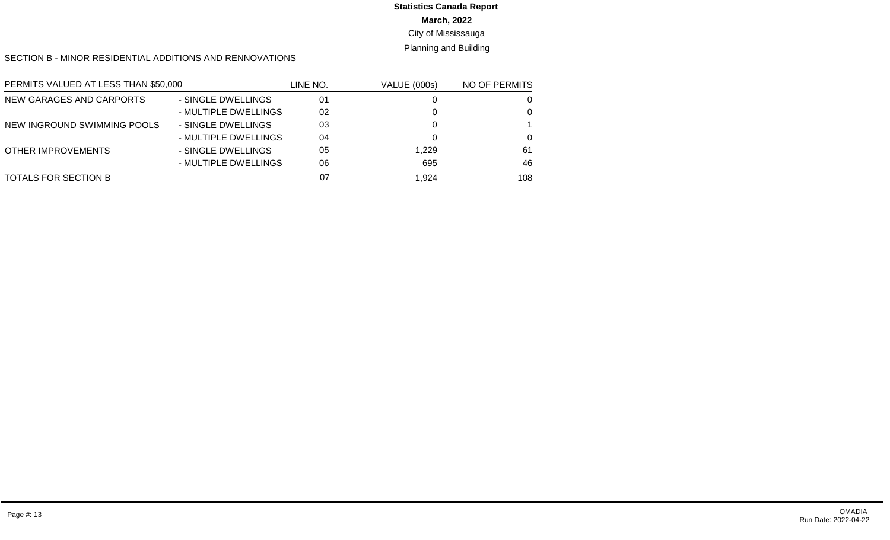**Statistics Canada Report**

**March, 2022**

City of Mississauga

Planning and Building

SECTION B - MINOR RESIDENTIAL ADDITIONS AND RENNOVATIONS

| PERMITS VALUED AT LESS THAN $50,000 | | LINE NO. | VALUE (000s) | NO OF PERMITS |
|---|---|---|---|---|
| NEW GARAGES AND CARPORTS | - SINGLE DWELLINGS | 01 | 0 | 0 |
| | - MULTIPLE DWELLINGS | 02 | 0 | 0 |
| NEW INGROUND SWIMMING POOLS | - SINGLE DWELLINGS | 03 | 0 | 1 |
| | - MULTIPLE DWELLINGS | 04 | 0 | 0 |
| OTHER IMPROVEMENTS | - SINGLE DWELLINGS | 05 | 1,229 | 61 |
| | - MULTIPLE DWELLINGS | 06 | 695 | 46 |
| TOTALS FOR SECTION B | | 07 | 1,924 | 108 |

OMADIA
Run Date: 2022-04-22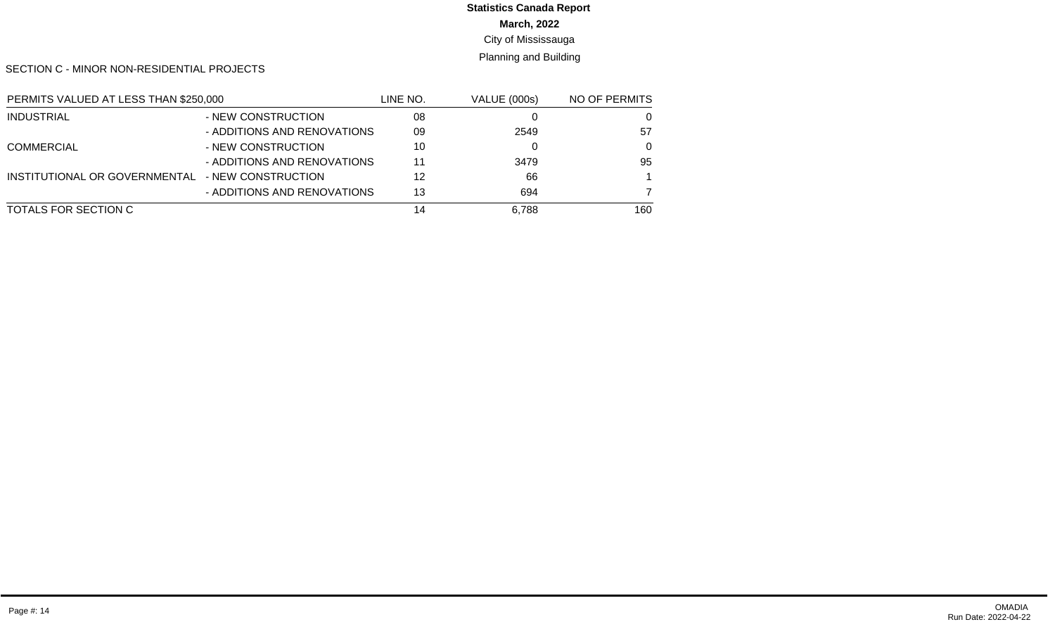**Statistics Canada Report**

**March, 2022**

City of Mississauga

Planning and Building

SECTION C - MINOR NON-RESIDENTIAL PROJECTS

| PERMITS VALUED AT LESS THAN $250,000 | | LINE NO. | VALUE (000s) | NO OF PERMITS |
|---|---|---|---|---|
| INDUSTRIAL | - NEW CONSTRUCTION | 08 | 0 | 0 |
| | - ADDITIONS AND RENOVATIONS | 09 | 2549 | 57 |
| COMMERCIAL | - NEW CONSTRUCTION | 10 | 0 | 0 |
| | - ADDITIONS AND RENOVATIONS | 11 | 3479 | 95 |
| INSTITUTIONAL OR GOVERNMENTAL | - NEW CONSTRUCTION | 12 | 66 | 1 |
| | - ADDITIONS AND RENOVATIONS | 13 | 694 | 7 |
| TOTALS FOR SECTION C | | 14 | 6,788 | 160 |

OMADIA
Run Date: 2022-04-22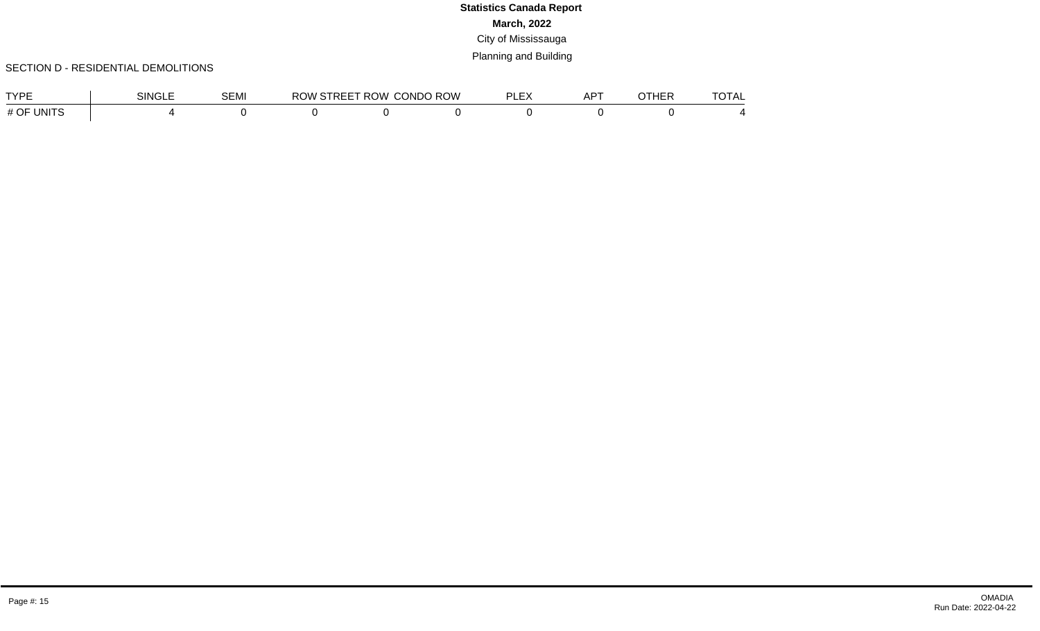**Statistics Canada Report**

**March, 2022**

City of Mississauga

Planning and Building

SECTION D - RESIDENTIAL DEMOLITIONS

| TYPE | SINGLE | SEMI | ROW STREET | ROW CONDO | ROW | PLEX | APT | OTHER | TOTAL |
|---|---|---|---|---|---|---|---|---|---|
| # OF UNITS | 4 | 0 | 0 | 0 | 0 | 0 | 0 | 0 | 4 |

OMADIA
Run Date: 2022-04-22